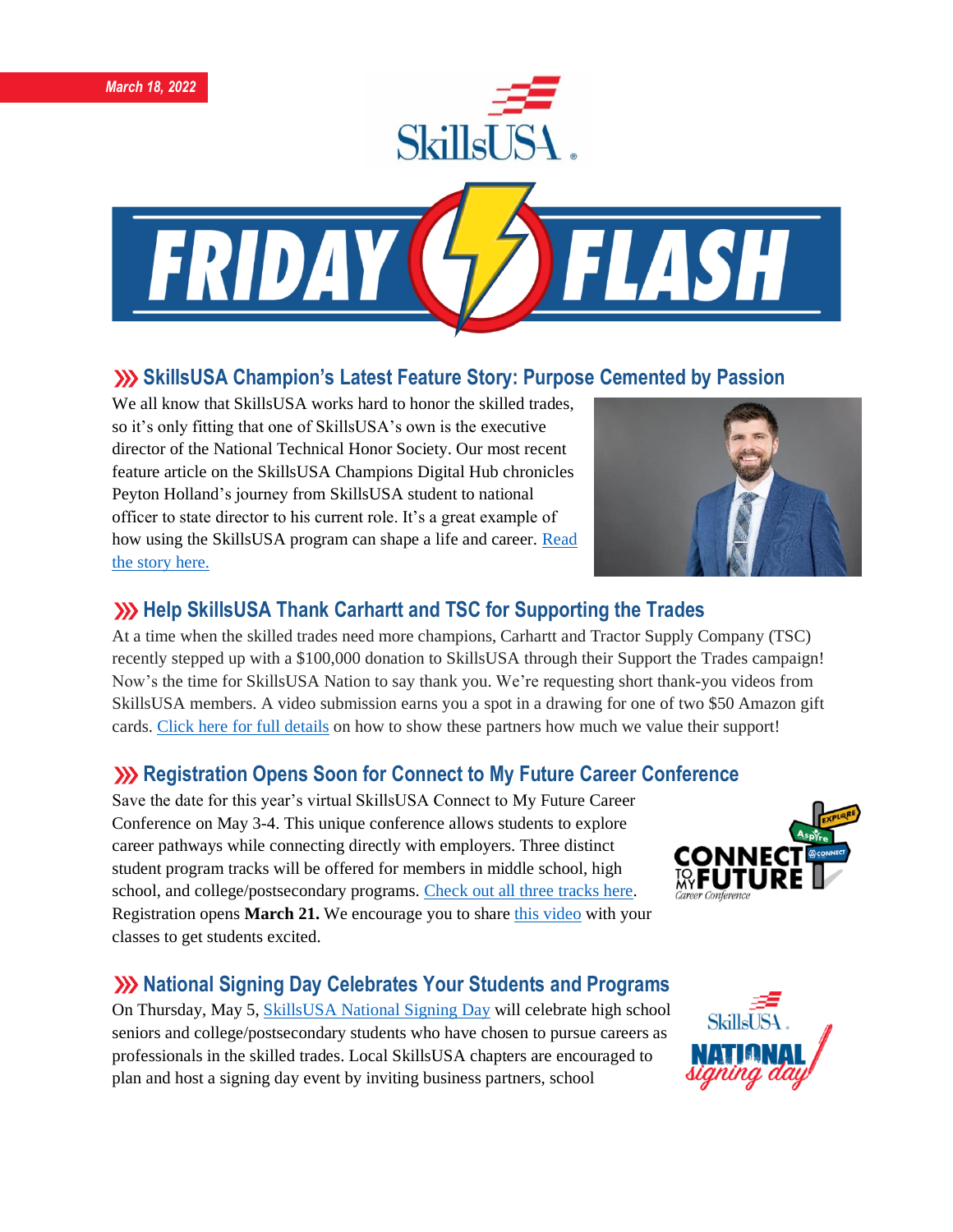*March 18, 2022*

# FRIDAY FLASH

## SkillsUSA Champion's Latest Feature Story: Purpose Cemented by Passion

We all know that SkillsUSA works hard to honor the skilled trades, so it's only fitting that one of SkillsUSA's own is the executive director of the National Technical Honor Society. Our most recent feature article on the SkillsUSA Champions Digital Hub chronicles Peyton Holland's journey from SkillsUSA student to national officer to state director to his current role. It's a great example of how using the SkillsUSA program can shape a life and career. Read the story here.

## Help SkillsUSA Thank Carhartt and TSC for Supporting the Trades

At a time when the skilled trades need more champions, Carhartt and Tractor Supply Company (TSC) recently stepped up with a $100,000 donation to SkillsUSA through their Support the Trades campaign! Now's the time for SkillsUSA Nation to say thank you. We're requesting short thank-you videos from SkillsUSA members. A video submission earns you a spot in a drawing for one of two $50 Amazon gift cards. Click here for full details on how to show these partners how much we value their support!

## Registration Opens Soon for Connect to My Future Career Conference

Save the date for this year's virtual SkillsUSA Connect to My Future Career Conference on May 3-4. This unique conference allows students to explore career pathways while connecting directly with employers. Three distinct student program tracks will be offered for members in middle school, high school, and college/postsecondary programs. Check out all three tracks here. Registration opens **March 21.** We encourage you to share this video with your classes to get students excited.

## National Signing Day Celebrates Your Students and Programs

On Thursday, May 5, SkillsUSA National Signing Day will celebrate high school seniors and college/postsecondary students who have chosen to pursue careers as professionals in the skilled trades. Local SkillsUSA chapters are encouraged to plan and host a signing day event by inviting business partners, school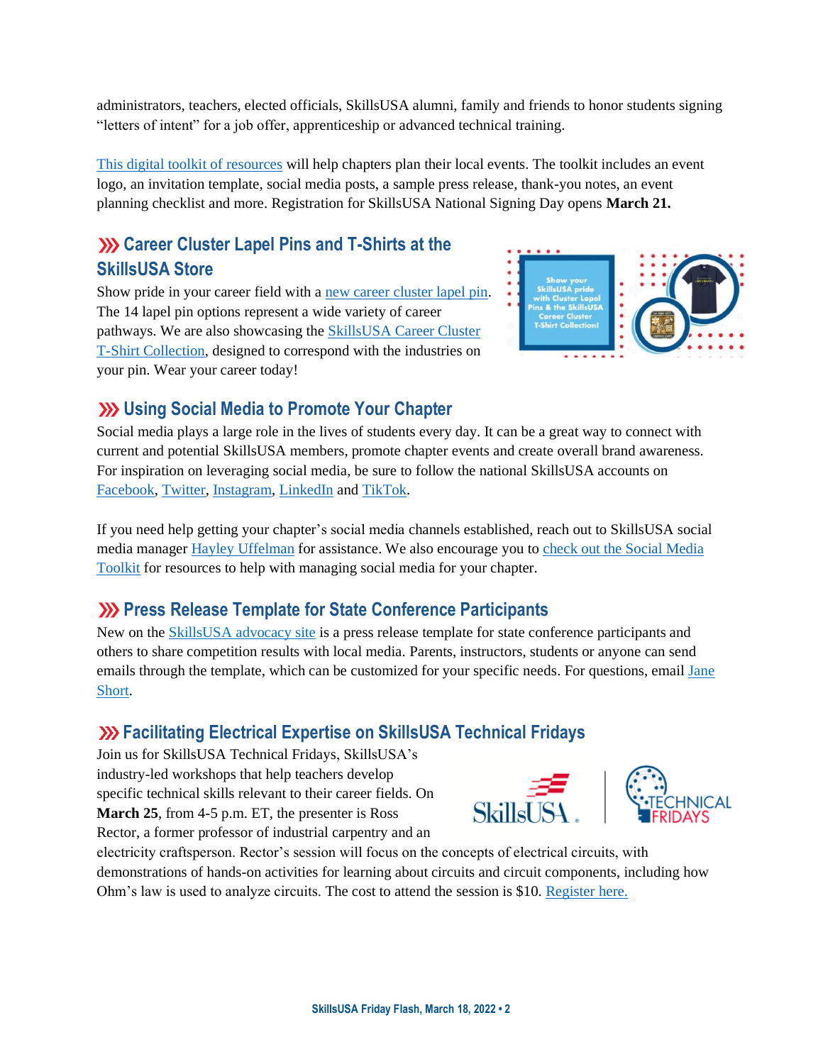administrators, teachers, elected officials, SkillsUSA alumni, family and friends to honor students signing "letters of intent" for a job offer, apprenticeship or advanced technical training.

This digital toolkit of resources will help chapters plan their local events. The toolkit includes an event logo, an invitation template, social media posts, a sample press release, thank-you notes, an event planning checklist and more. Registration for SkillsUSA National Signing Day opens **March 21.**

## Career Cluster Lapel Pins and T-Shirts at the SkillsUSA Store

Show pride in your career field with a new career cluster lapel pin. The 14 lapel pin options represent a wide variety of career pathways. We are also showcasing the SkillsUSA Career Cluster T-Shirt Collection, designed to correspond with the industries on your pin. Wear your career today!

## Using Social Media to Promote Your Chapter

Social media plays a large role in the lives of students every day. It can be a great way to connect with current and potential SkillsUSA members, promote chapter events and create overall brand awareness. For inspiration on leveraging social media, be sure to follow the national SkillsUSA accounts on Facebook, Twitter, Instagram, LinkedIn and TikTok.

If you need help getting your chapter's social media channels established, reach out to SkillsUSA social media manager Hayley Uffelman for assistance. We also encourage you to check out the Social Media Toolkit for resources to help with managing social media for your chapter.

## Press Release Template for State Conference Participants

New on the SkillsUSA advocacy site is a press release template for state conference participants and others to share competition results with local media. Parents, instructors, students or anyone can send emails through the template, which can be customized for your specific needs. For questions, email Jane Short.

## Facilitating Electrical Expertise on SkillsUSA Technical Fridays

Join us for SkillsUSA Technical Fridays, SkillsUSA's industry-led workshops that help teachers develop specific technical skills relevant to their career fields. On **March 25**, from 4-5 p.m. ET, the presenter is Ross Rector, a former professor of industrial carpentry and an electricity craftsperson. Rector's session will focus on the concepts of electrical circuits, with demonstrations of hands-on activities for learning about circuits and circuit components, including how Ohm's law is used to analyze circuits. The cost to attend the session is $10. Register here.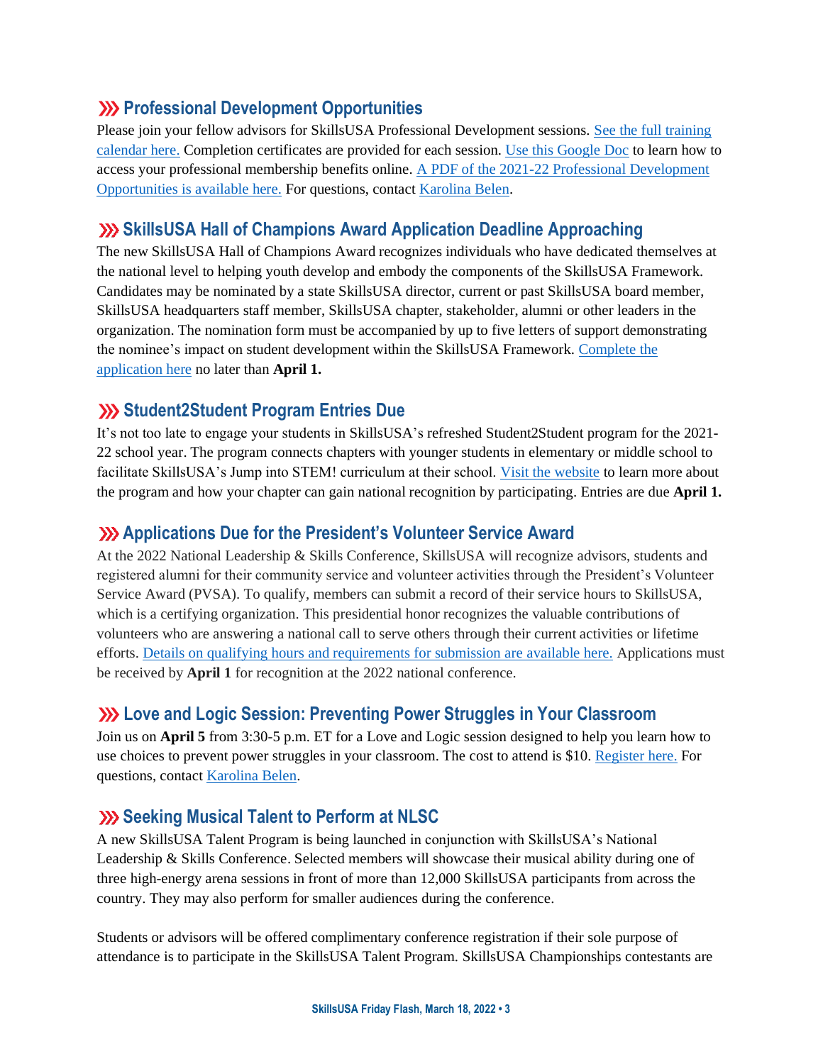## ››› Professional Development Opportunities

Please join your fellow advisors for SkillsUSA Professional Development sessions. [See the full training calendar here.]() Completion certificates are provided for each session. [Use this Google Doc]() to learn how to access your professional membership benefits online. [A PDF of the 2021-22 Professional Development Opportunities is available here.]() For questions, contact [Karolina Belen]().

## ››› SkillsUSA Hall of Champions Award Application Deadline Approaching

The new SkillsUSA Hall of Champions Award recognizes individuals who have dedicated themselves at the national level to helping youth develop and embody the components of the SkillsUSA Framework. Candidates may be nominated by a state SkillsUSA director, current or past SkillsUSA board member, SkillsUSA headquarters staff member, SkillsUSA chapter, stakeholder, alumni or other leaders in the organization. The nomination form must be accompanied by up to five letters of support demonstrating the nominee's impact on student development within the SkillsUSA Framework. [Complete the application here]() no later than **April 1.**

## ››› Student2Student Program Entries Due

It's not too late to engage your students in SkillsUSA's refreshed Student2Student program for the 2021-22 school year. The program connects chapters with younger students in elementary or middle school to facilitate SkillsUSA's Jump into STEM! curriculum at their school. [Visit the website]() to learn more about the program and how your chapter can gain national recognition by participating. Entries are due **April 1.**

## ››› Applications Due for the President's Volunteer Service Award

At the 2022 National Leadership & Skills Conference, SkillsUSA will recognize advisors, students and registered alumni for their community service and volunteer activities through the President's Volunteer Service Award (PVSA). To qualify, members can submit a record of their service hours to SkillsUSA, which is a certifying organization. This presidential honor recognizes the valuable contributions of volunteers who are answering a national call to serve others through their current activities or lifetime efforts. [Details on qualifying hours and requirements for submission are available here.]() Applications must be received by **April 1** for recognition at the 2022 national conference.

## ››› Love and Logic Session: Preventing Power Struggles in Your Classroom

Join us on **April 5** from 3:30-5 p.m. ET for a Love and Logic session designed to help you learn how to use choices to prevent power struggles in your classroom. The cost to attend is $10. [Register here.]() For questions, contact [Karolina Belen]().

## ››› Seeking Musical Talent to Perform at NLSC

A new SkillsUSA Talent Program is being launched in conjunction with SkillsUSA's National Leadership & Skills Conference. Selected members will showcase their musical ability during one of three high-energy arena sessions in front of more than 12,000 SkillsUSA participants from across the country. They may also perform for smaller audiences during the conference.

Students or advisors will be offered complimentary conference registration if their sole purpose of attendance is to participate in the SkillsUSA Talent Program. SkillsUSA Championships contestants are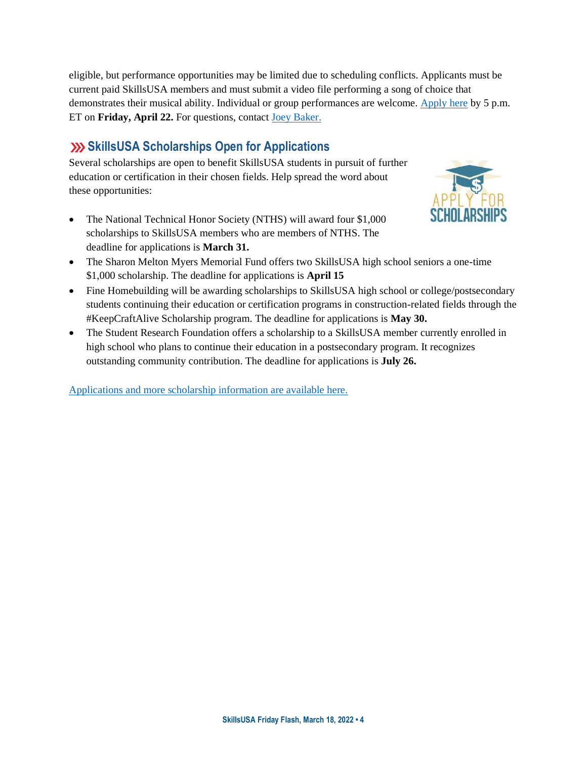eligible, but performance opportunities may be limited due to scheduling conflicts. Applicants must be current paid SkillsUSA members and must submit a video file performing a song of choice that demonstrates their musical ability. Individual or group performances are welcome. Apply here by 5 p.m. ET on **Friday, April 22.** For questions, contact Joey Baker.

## SkillsUSA Scholarships Open for Applications

Several scholarships are open to benefit SkillsUSA students in pursuit of further education or certification in their chosen fields. Help spread the word about these opportunities:

- The National Technical Honor Society (NTHS) will award four $1,000 scholarships to SkillsUSA members who are members of NTHS. The deadline for applications is **March 31.**
- The Sharon Melton Myers Memorial Fund offers two SkillsUSA high school seniors a one-time $1,000 scholarship. The deadline for applications is **April 15**
- Fine Homebuilding will be awarding scholarships to SkillsUSA high school or college/postsecondary students continuing their education or certification programs in construction-related fields through the #KeepCraftAlive Scholarship program. The deadline for applications is **May 30.**
- The Student Research Foundation offers a scholarship to a SkillsUSA member currently enrolled in high school who plans to continue their education in a postsecondary program. It recognizes outstanding community contribution. The deadline for applications is **July 26.**

Applications and more scholarship information are available here.